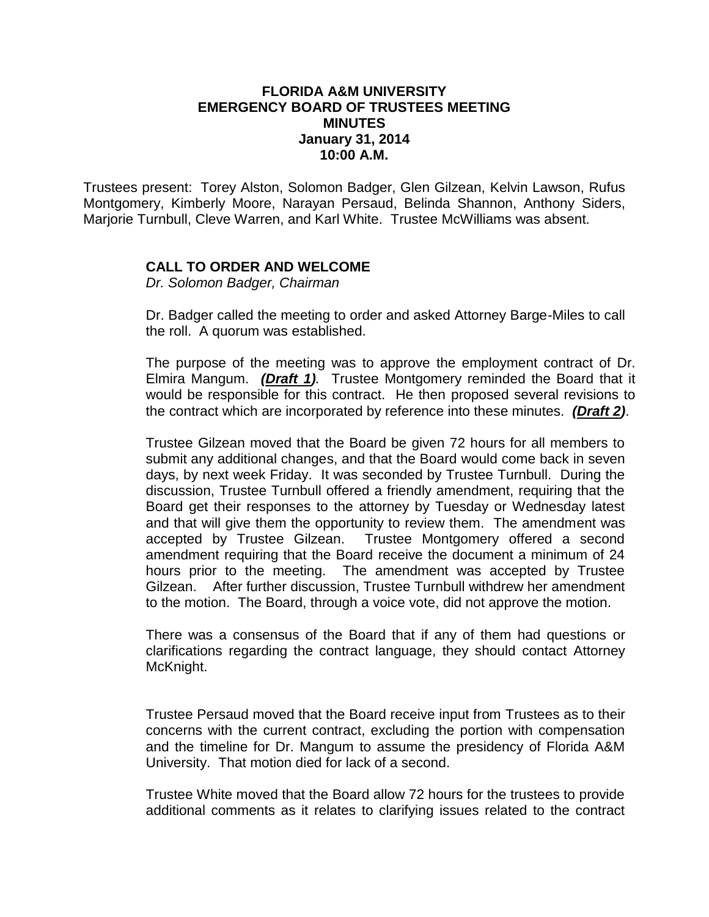**FLORIDA A&M UNIVERSITY**
**EMERGENCY BOARD OF TRUSTEES MEETING**
**MINUTES**
**January 31, 2014**
**10:00 A.M.**

Trustees present: Torey Alston, Solomon Badger, Glen Gilzean, Kelvin Lawson, Rufus Montgomery, Kimberly Moore, Narayan Persaud, Belinda Shannon, Anthony Siders, Marjorie Turnbull, Cleve Warren, and Karl White. Trustee McWilliams was absent.

## CALL TO ORDER AND WELCOME

*Dr. Solomon Badger, Chairman*

Dr. Badger called the meeting to order and asked Attorney Barge-Miles to call the roll. A quorum was established.

The purpose of the meeting was to approve the employment contract of Dr. Elmira Mangum. ***(Draft 1)***. Trustee Montgomery reminded the Board that it would be responsible for this contract. He then proposed several revisions to the contract which are incorporated by reference into these minutes. ***(Draft 2)***.

Trustee Gilzean moved that the Board be given 72 hours for all members to submit any additional changes, and that the Board would come back in seven days, by next week Friday. It was seconded by Trustee Turnbull. During the discussion, Trustee Turnbull offered a friendly amendment, requiring that the Board get their responses to the attorney by Tuesday or Wednesday latest and that will give them the opportunity to review them. The amendment was accepted by Trustee Gilzean. Trustee Montgomery offered a second amendment requiring that the Board receive the document a minimum of 24 hours prior to the meeting. The amendment was accepted by Trustee Gilzean. After further discussion, Trustee Turnbull withdrew her amendment to the motion. The Board, through a voice vote, did not approve the motion.

There was a consensus of the Board that if any of them had questions or clarifications regarding the contract language, they should contact Attorney McKnight.

Trustee Persaud moved that the Board receive input from Trustees as to their concerns with the current contract, excluding the portion with compensation and the timeline for Dr. Mangum to assume the presidency of Florida A&M University. That motion died for lack of a second.

Trustee White moved that the Board allow 72 hours for the trustees to provide additional comments as it relates to clarifying issues related to the contract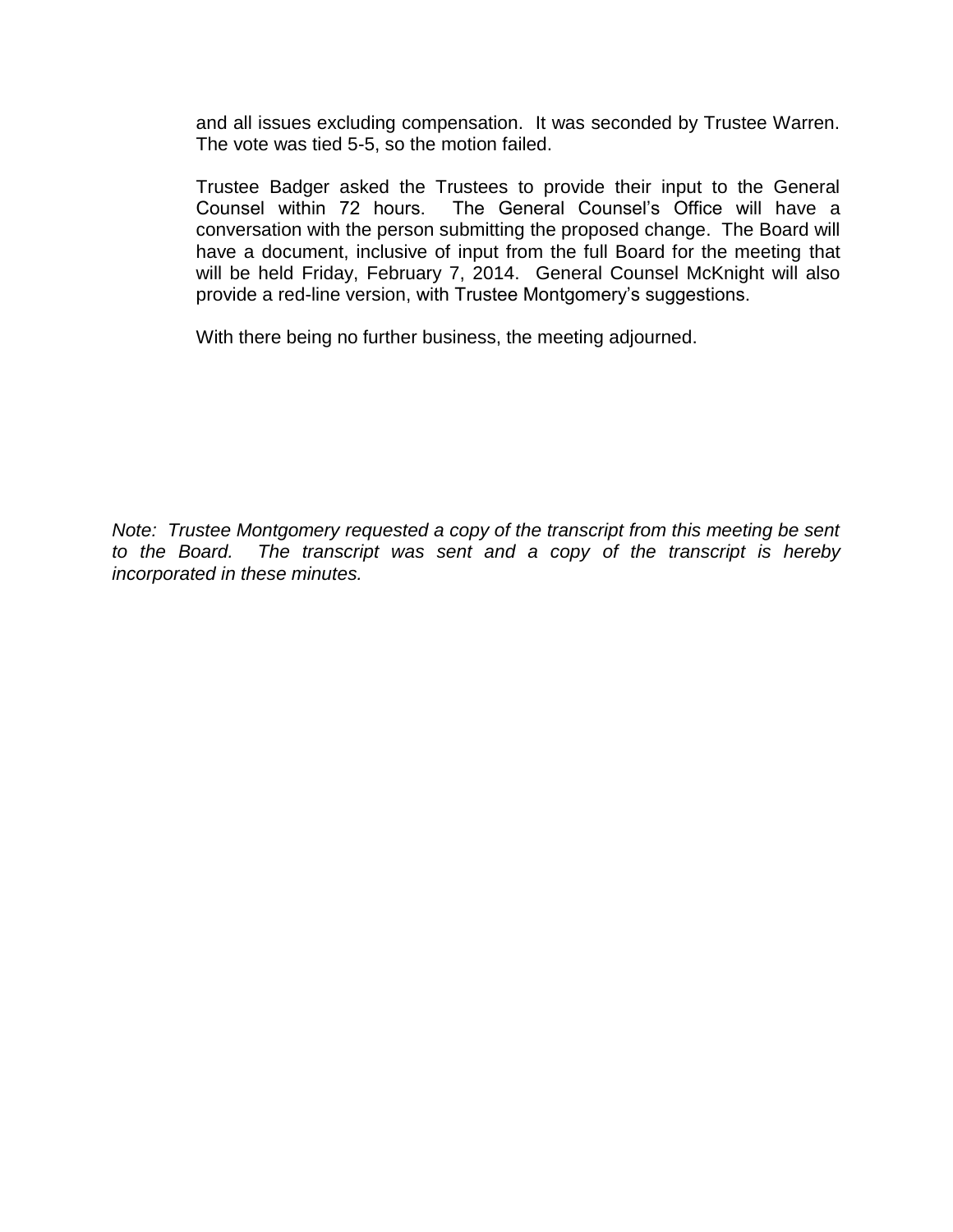and all issues excluding compensation. It was seconded by Trustee Warren. The vote was tied 5-5, so the motion failed.

Trustee Badger asked the Trustees to provide their input to the General Counsel within 72 hours. The General Counsel's Office will have a conversation with the person submitting the proposed change. The Board will have a document, inclusive of input from the full Board for the meeting that will be held Friday, February 7, 2014. General Counsel McKnight will also provide a red-line version, with Trustee Montgomery's suggestions.

With there being no further business, the meeting adjourned.

*Note: Trustee Montgomery requested a copy of the transcript from this meeting be sent to the Board. The transcript was sent and a copy of the transcript is hereby incorporated in these minutes.*